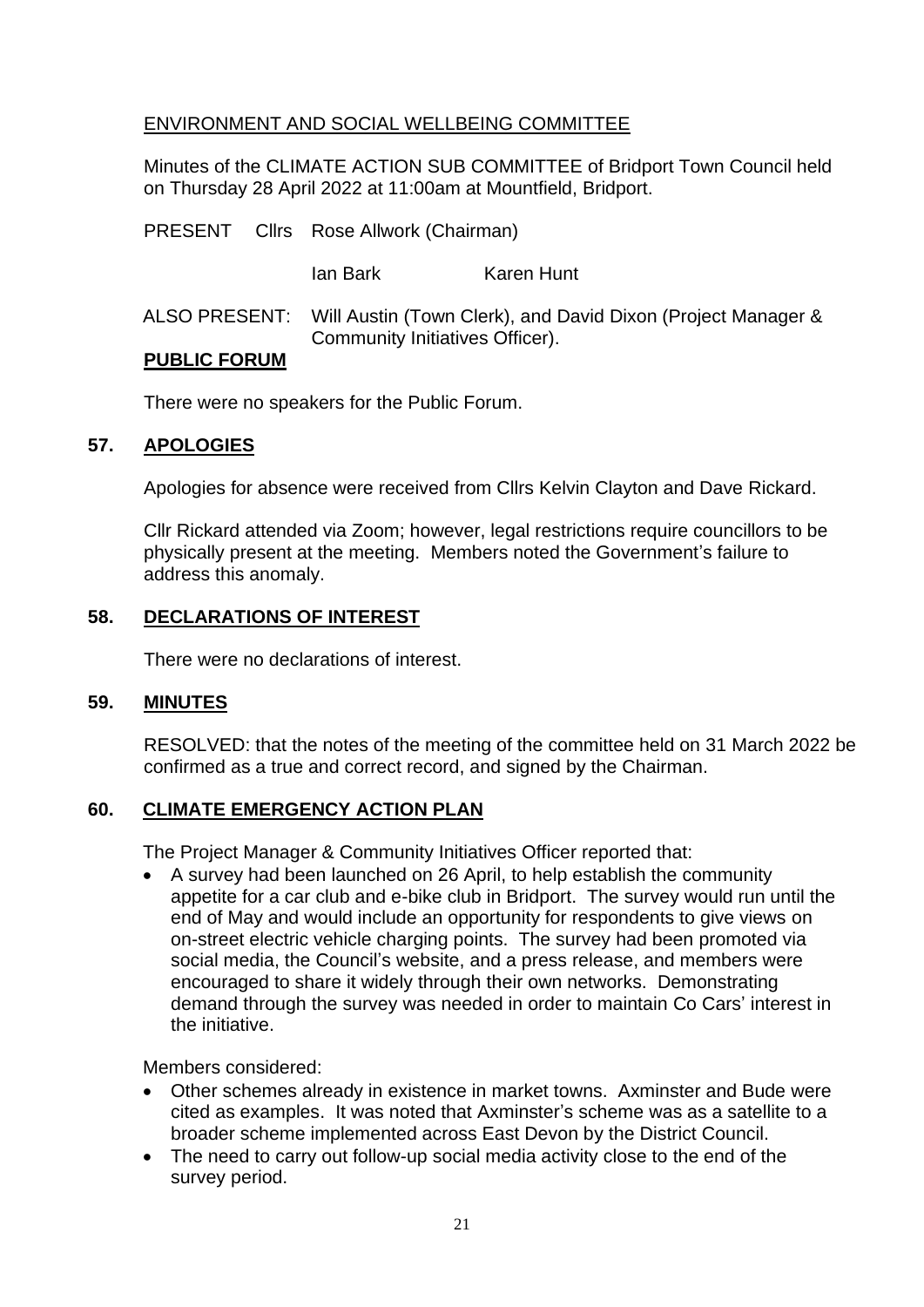ENVIRONMENT AND SOCIAL WELLBEING COMMITTEE

Minutes of the CLIMATE ACTION SUB COMMITTEE of Bridport Town Council held on Thursday 28 April 2022 at 11:00am at Mountfield, Bridport.

PRESENT Cllrs Rose Allwork (Chairman)

Ian Bark Karen Hunt

ALSO PRESENT: Will Austin (Town Clerk), and David Dixon (Project Manager & Community Initiatives Officer).

**PUBLIC FORUM**

There were no speakers for the Public Forum.

## 57. APOLOGIES

Apologies for absence were received from Cllrs Kelvin Clayton and Dave Rickard.

Cllr Rickard attended via Zoom; however, legal restrictions require councillors to be physically present at the meeting. Members noted the Government's failure to address this anomaly.

## 58. DECLARATIONS OF INTEREST

There were no declarations of interest.

## 59. MINUTES

RESOLVED: that the notes of the meeting of the committee held on 31 March 2022 be confirmed as a true and correct record, and signed by the Chairman.

## 60. CLIMATE EMERGENCY ACTION PLAN

The Project Manager & Community Initiatives Officer reported that:

- A survey had been launched on 26 April, to help establish the community appetite for a car club and e-bike club in Bridport. The survey would run until the end of May and would include an opportunity for respondents to give views on on-street electric vehicle charging points. The survey had been promoted via social media, the Council's website, and a press release, and members were encouraged to share it widely through their own networks. Demonstrating demand through the survey was needed in order to maintain Co Cars' interest in the initiative.

Members considered:

- Other schemes already in existence in market towns. Axminster and Bude were cited as examples. It was noted that Axminster's scheme was as a satellite to a broader scheme implemented across East Devon by the District Council.
- The need to carry out follow-up social media activity close to the end of the survey period.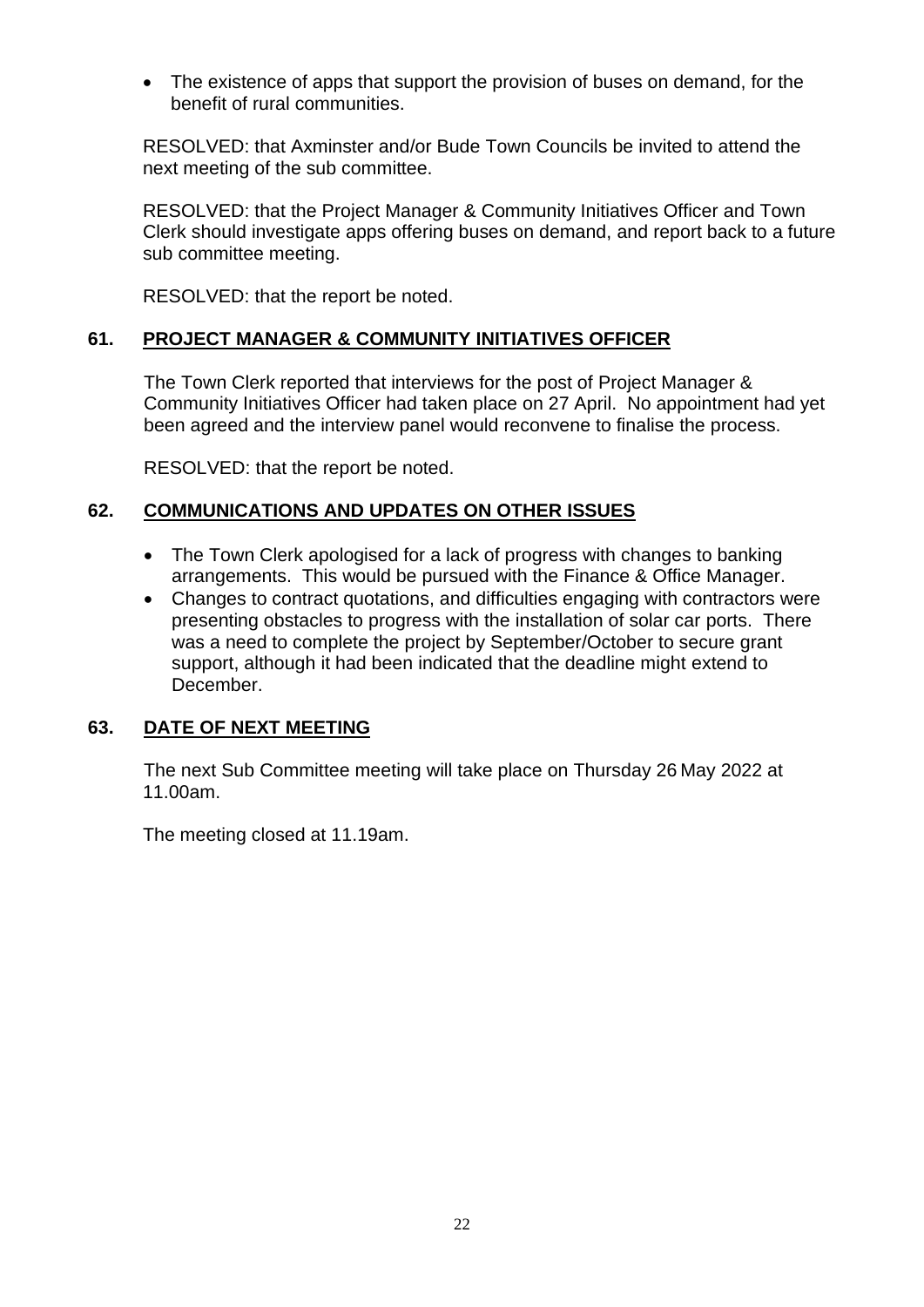- The existence of apps that support the provision of buses on demand, for the benefit of rural communities.

RESOLVED: that Axminster and/or Bude Town Councils be invited to attend the next meeting of the sub committee.

RESOLVED: that the Project Manager & Community Initiatives Officer and Town Clerk should investigate apps offering buses on demand, and report back to a future sub committee meeting.

RESOLVED: that the report be noted.

## 61. PROJECT MANAGER & COMMUNITY INITIATIVES OFFICER

The Town Clerk reported that interviews for the post of Project Manager & Community Initiatives Officer had taken place on 27 April. No appointment had yet been agreed and the interview panel would reconvene to finalise the process.

RESOLVED: that the report be noted.

## 62. COMMUNICATIONS AND UPDATES ON OTHER ISSUES

- The Town Clerk apologised for a lack of progress with changes to banking arrangements. This would be pursued with the Finance & Office Manager.
- Changes to contract quotations, and difficulties engaging with contractors were presenting obstacles to progress with the installation of solar car ports. There was a need to complete the project by September/October to secure grant support, although it had been indicated that the deadline might extend to December.

## 63. DATE OF NEXT MEETING

The next Sub Committee meeting will take place on Thursday 26 May 2022 at 11.00am.

The meeting closed at 11.19am.